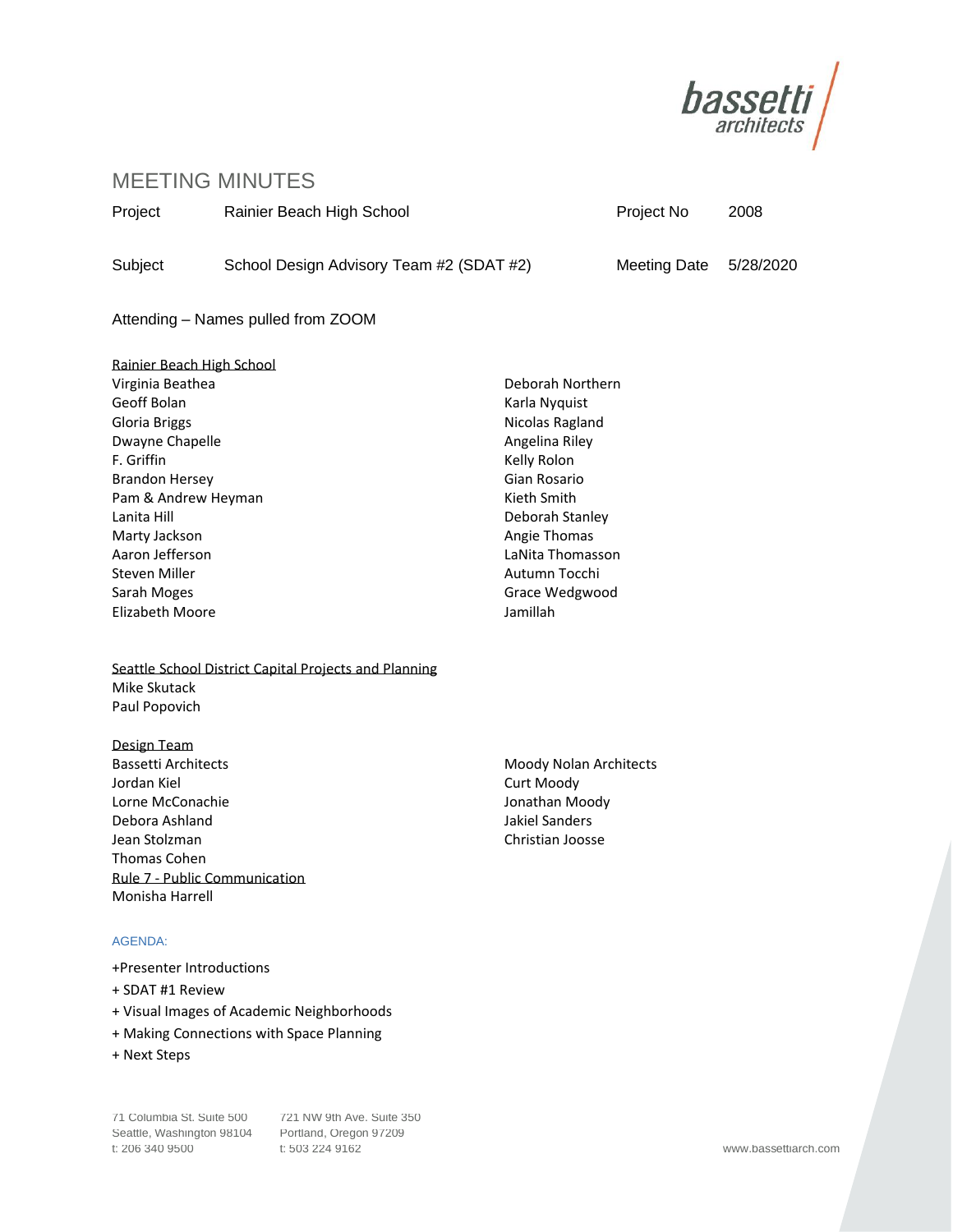# MEETING MINUTES

| Project | Rainier Beach High School | Project No | 2008 |
|---|---|---|---|
| Subject | School Design Advisory Team #2 (SDAT #2) | Meeting Date | 5/28/2020 |

Attending – Names pulled from ZOOM

Rainier Beach High School

Virginia Beathea
Geoff Bolan
Gloria Briggs
Dwayne Chapelle
F. Griffin
Brandon Hersey
Pam & Andrew Heyman
Lanita Hill
Marty Jackson
Aaron Jefferson
Steven Miller
Sarah Moges
Elizabeth Moore
Deborah Northern
Karla Nyquist
Nicolas Ragland
Angelina Riley
Kelly Rolon
Gian Rosario
Kieth Smith
Deborah Stanley
Angie Thomas
LaNita Thomasson
Autumn Tocchi
Grace Wedgwood
Jamillah

Seattle School District Capital Projects and Planning

Mike Skutack
Paul Popovich

Design Team

Bassetti Architects
Jordan Kiel
Lorne McConachie
Debora Ashland
Jean Stolzman
Thomas Cohen

Moody Nolan Architects
Curt Moody
Jonathan Moody
Jakiel Sanders
Christian Joosse

Rule 7 - Public Communication

Monisha Harrell

AGENDA:

+Presenter Introductions
+ SDAT #1 Review
+ Visual Images of Academic Neighborhoods
+ Making Connections with Space Planning
+ Next Steps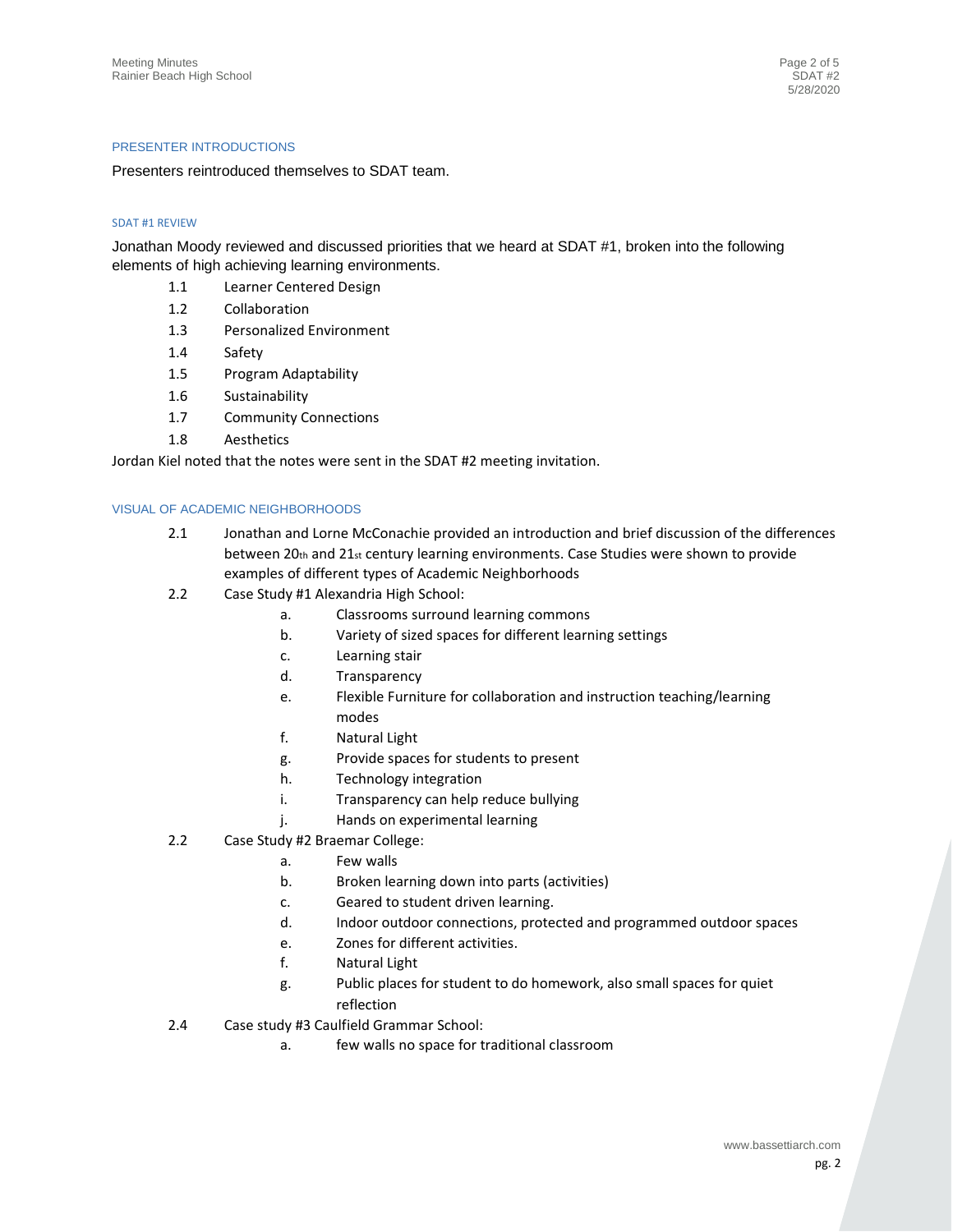## PRESENTER INTRODUCTIONS

Presenters reintroduced themselves to SDAT team.

## SDAT #1 REVIEW

Jonathan Moody reviewed and discussed priorities that we heard at SDAT #1, broken into the following elements of high achieving learning environments.

- 1.1 Learner Centered Design
- 1.2 Collaboration
- 1.3 Personalized Environment
- 1.4 Safety
- 1.5 Program Adaptability
- 1.6 Sustainability
- 1.7 Community Connections
- 1.8 Aesthetics

Jordan Kiel noted that the notes were sent in the SDAT #2 meeting invitation.

## VISUAL OF ACADEMIC NEIGHBORHOODS

- 2.1 Jonathan and Lorne McConachie provided an introduction and brief discussion of the differences between 20th and 21st century learning environments. Case Studies were shown to provide examples of different types of Academic Neighborhoods
- 2.2 Case Study #1 Alexandria High School:
  - a. Classrooms surround learning commons
  - b. Variety of sized spaces for different learning settings
  - c. Learning stair
  - d. Transparency
  - e. Flexible Furniture for collaboration and instruction teaching/learning modes
  - f. Natural Light
  - g. Provide spaces for students to present
  - h. Technology integration
  - i. Transparency can help reduce bullying
  - j. Hands on experimental learning
- 2.2 Case Study #2 Braemar College:
  - a. Few walls
  - b. Broken learning down into parts (activities)
  - c. Geared to student driven learning.
  - d. Indoor outdoor connections, protected and programmed outdoor spaces
  - e. Zones for different activities.
  - f. Natural Light
  - g. Public places for student to do homework, also small spaces for quiet reflection
- 2.4 Case study #3 Caulfield Grammar School:
  - a. few walls no space for traditional classroom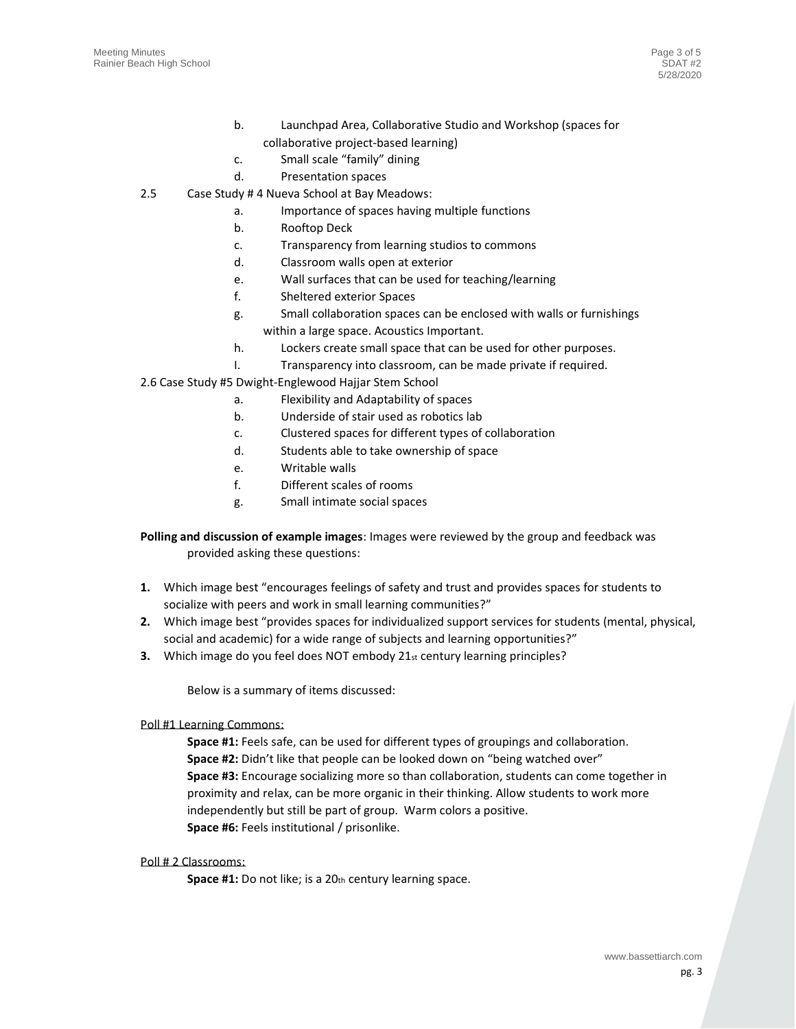b. Launchpad Area, Collaborative Studio and Workshop (spaces for collaborative project-based learning)

c. Small scale "family" dining

d. Presentation spaces

2.5 Case Study # 4 Nueva School at Bay Meadows:

a. Importance of spaces having multiple functions

b. Rooftop Deck

c. Transparency from learning studios to commons

d. Classroom walls open at exterior

e. Wall surfaces that can be used for teaching/learning

f. Sheltered exterior Spaces

g. Small collaboration spaces can be enclosed with walls or furnishings within a large space. Acoustics Important.

h. Lockers create small space that can be used for other purposes.

I. Transparency into classroom, can be made private if required.

2.6 Case Study #5 Dwight-Englewood Hajjar Stem School

a. Flexibility and Adaptability of spaces

b. Underside of stair used as robotics lab

c. Clustered spaces for different types of collaboration

d. Students able to take ownership of space

e. Writable walls

f. Different scales of rooms

g. Small intimate social spaces

**Polling and discussion of example images**: Images were reviewed by the group and feedback was provided asking these questions:

1. Which image best "encourages feelings of safety and trust and provides spaces for students to socialize with peers and work in small learning communities?"
2. Which image best "provides spaces for individualized support services for students (mental, physical, social and academic) for a wide range of subjects and learning opportunities?"
3. Which image do you feel does NOT embody 21st century learning principles?

Below is a summary of items discussed:

Poll #1 Learning Commons:

**Space #1:** Feels safe, can be used for different types of groupings and collaboration.
**Space #2:** Didn't like that people can be looked down on "being watched over"
**Space #3:** Encourage socializing more so than collaboration, students can come together in proximity and relax, can be more organic in their thinking. Allow students to work more independently but still be part of group. Warm colors a positive.
**Space #6:** Feels institutional / prisonlike.

Poll # 2 Classrooms:

**Space #1:** Do not like; is a 20th century learning space.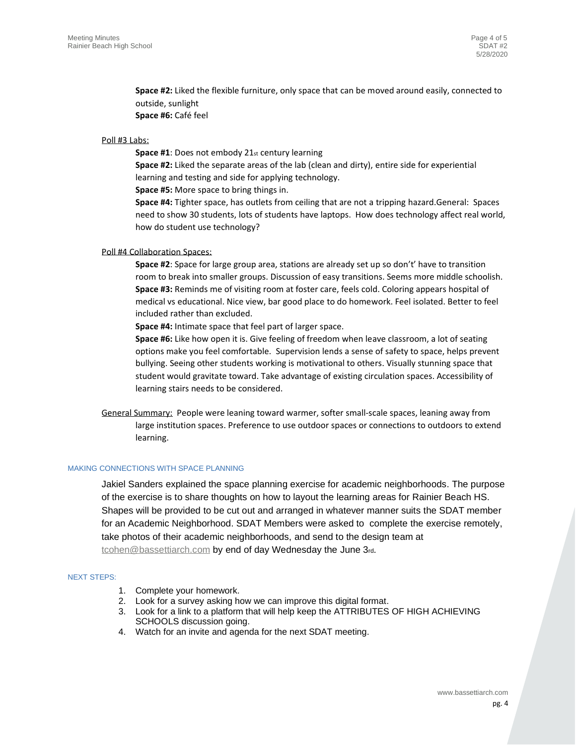**Space #2:** Liked the flexible furniture, only space that can be moved around easily, connected to outside, sunlight

**Space #6:** Café feel

Poll #3 Labs:

**Space #1**: Does not embody 21st century learning

**Space #2:** Liked the separate areas of the lab (clean and dirty), entire side for experiential learning and testing and side for applying technology.

**Space #5:** More space to bring things in.

**Space #4:** Tighter space, has outlets from ceiling that are not a tripping hazard.General: Spaces need to show 30 students, lots of students have laptops. How does technology affect real world, how do student use technology?

Poll #4 Collaboration Spaces:

**Space #2**: Space for large group area, stations are already set up so don't' have to transition room to break into smaller groups. Discussion of easy transitions. Seems more middle schoolish.

**Space #3:** Reminds me of visiting room at foster care, feels cold. Coloring appears hospital of medical vs educational. Nice view, bar good place to do homework. Feel isolated. Better to feel included rather than excluded.

**Space #4:** Intimate space that feel part of larger space.

**Space #6:** Like how open it is. Give feeling of freedom when leave classroom, a lot of seating options make you feel comfortable. Supervision lends a sense of safety to space, helps prevent bullying. Seeing other students working is motivational to others. Visually stunning space that student would gravitate toward. Take advantage of existing circulation spaces. Accessibility of learning stairs needs to be considered.

General Summary: People were leaning toward warmer, softer small-scale spaces, leaning away from large institution spaces. Preference to use outdoor spaces or connections to outdoors to extend learning.

## MAKING CONNECTIONS WITH SPACE PLANNING

Jakiel Sanders explained the space planning exercise for academic neighborhoods. The purpose of the exercise is to share thoughts on how to layout the learning areas for Rainier Beach HS. Shapes will be provided to be cut out and arranged in whatever manner suits the SDAT member for an Academic Neighborhood. SDAT Members were asked to complete the exercise remotely, take photos of their academic neighborhoods, and send to the design team at tcohen@bassettiarch.com by end of day Wednesday the June 3rd.

## NEXT STEPS:

1. Complete your homework.
2. Look for a survey asking how we can improve this digital format.
3. Look for a link to a platform that will help keep the ATTRIBUTES OF HIGH ACHIEVING SCHOOLS discussion going.
4. Watch for an invite and agenda for the next SDAT meeting.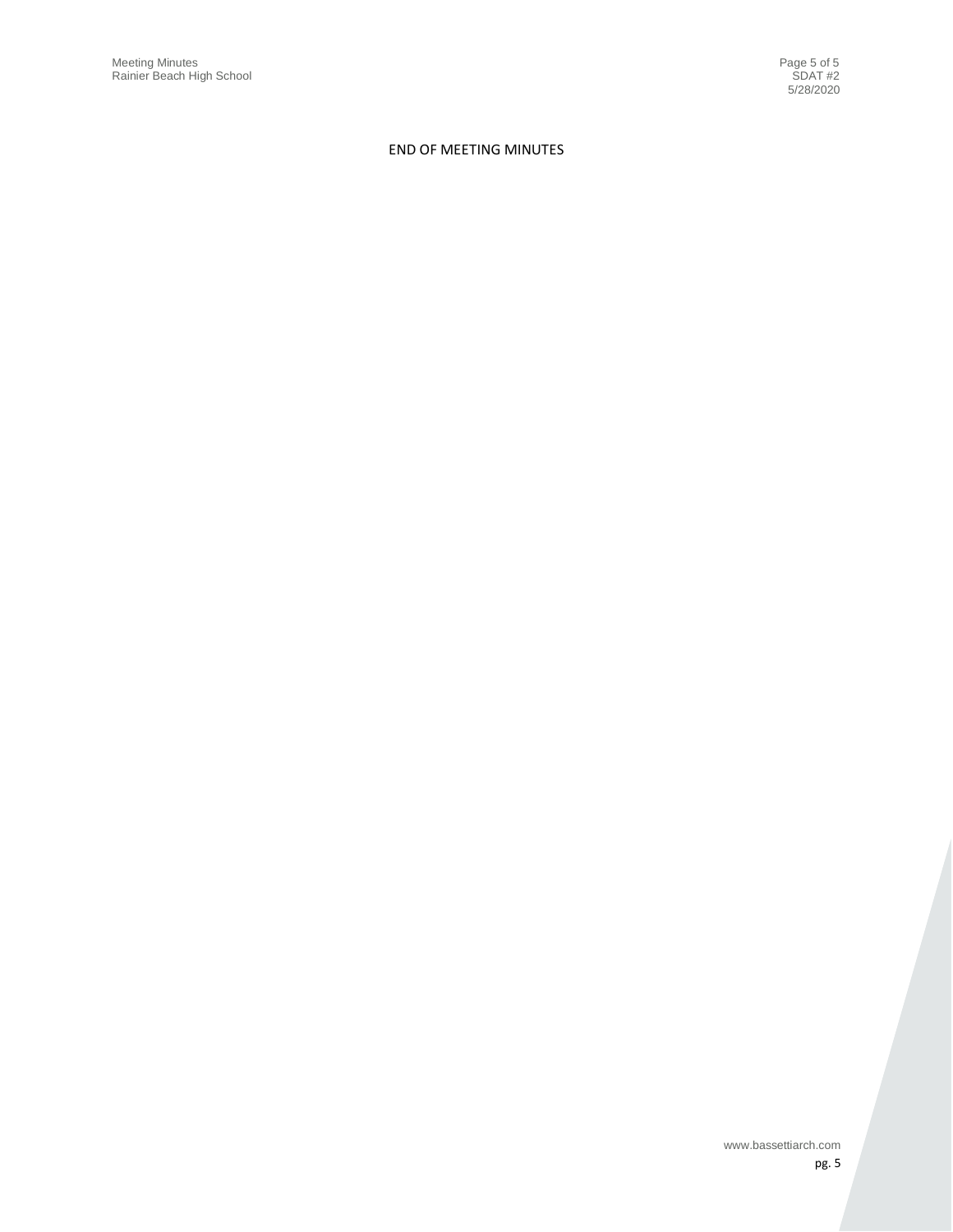END OF MEETING MINUTES